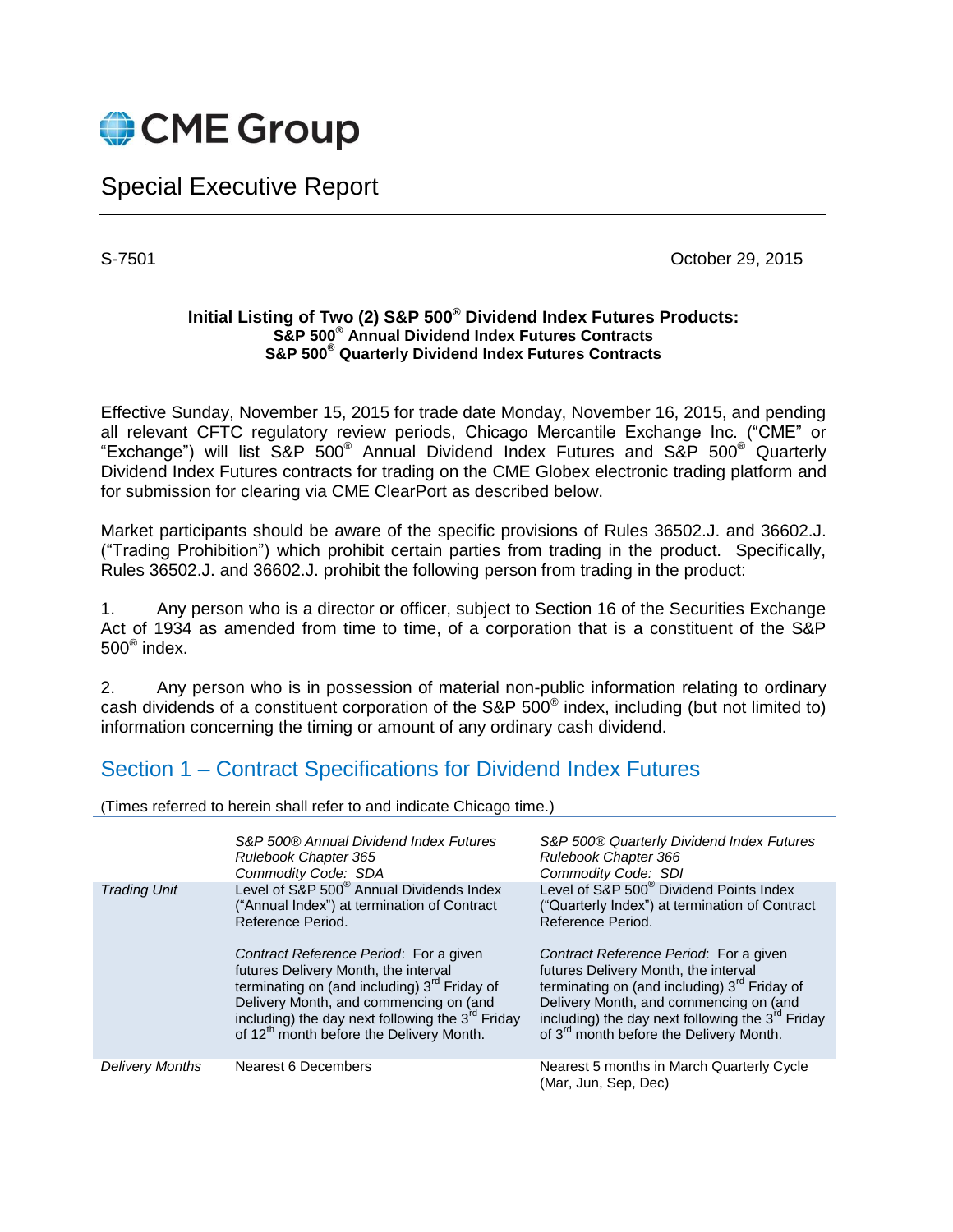# CME Group

## Special Executive Report

S-7501

October 29, 2015

**Initial Listing of Two (2) S&P 500® Dividend Index Futures Products:**
**S&P 500® Annual Dividend Index Futures Contracts**
**S&P 500® Quarterly Dividend Index Futures Contracts**

Effective Sunday, November 15, 2015 for trade date Monday, November 16, 2015, and pending all relevant CFTC regulatory review periods, Chicago Mercantile Exchange Inc. ("CME" or "Exchange") will list S&P 500® Annual Dividend Index Futures and S&P 500® Quarterly Dividend Index Futures contracts for trading on the CME Globex electronic trading platform and for submission for clearing via CME ClearPort as described below.

Market participants should be aware of the specific provisions of Rules 36502.J. and 36602.J. ("Trading Prohibition") which prohibit certain parties from trading in the product. Specifically, Rules 36502.J. and 36602.J. prohibit the following person from trading in the product:

1. Any person who is a director or officer, subject to Section 16 of the Securities Exchange Act of 1934 as amended from time to time, of a corporation that is a constituent of the S&P 500® index.

2. Any person who is in possession of material non-public information relating to ordinary cash dividends of a constituent corporation of the S&P 500® index, including (but not limited to) information concerning the timing or amount of any ordinary cash dividend.

## Section 1 – Contract Specifications for Dividend Index Futures

(Times referred to herein shall refer to and indicate Chicago time.)

| | *S&P 500® Annual Dividend Index Futures*<br>*Rulebook Chapter 365*<br>*Commodity Code: SDA* | *S&P 500® Quarterly Dividend Index Futures*<br>*Rulebook Chapter 366*<br>*Commodity Code: SDI* |
|---|---|---|
| *Trading Unit* | Level of S&P 500® Annual Dividends Index ("Annual Index") at termination of Contract Reference Period.<br><br>*Contract Reference Period*: For a given futures Delivery Month, the interval terminating on (and including) 3rd Friday of Delivery Month, and commencing on (and including) the day next following the 3rd Friday of 12th month before the Delivery Month. | Level of S&P 500® Dividend Points Index ("Quarterly Index") at termination of Contract Reference Period.<br><br>*Contract Reference Period*: For a given futures Delivery Month, the interval terminating on (and including) 3rd Friday of Delivery Month, and commencing on (and including) the day next following the 3rd Friday of 3rd month before the Delivery Month. |
| *Delivery Months* | Nearest 6 Decembers | Nearest 5 months in March Quarterly Cycle (Mar, Jun, Sep, Dec) |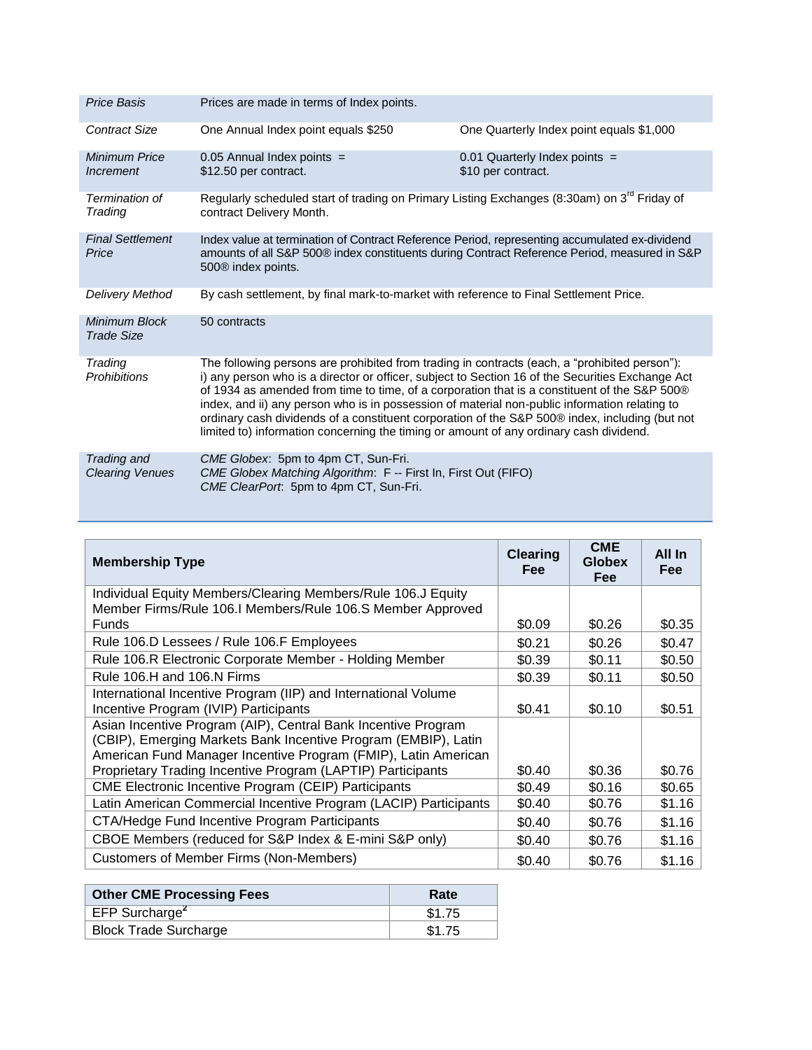| | | |
|---|---|---|
| *Price Basis* | Prices are made in terms of Index points. | |
| *Contract Size* | One Annual Index point equals $250 | One Quarterly Index point equals $1,000 |
| *Minimum Price Increment* | 0.05 Annual Index points = $12.50 per contract. | 0.01 Quarterly Index points = $10 per contract. |
| *Termination of Trading* | Regularly scheduled start of trading on Primary Listing Exchanges (8:30am) on 3rd Friday of contract Delivery Month. | |
| *Final Settlement Price* | Index value at termination of Contract Reference Period, representing accumulated ex-dividend amounts of all S&P 500® index constituents during Contract Reference Period, measured in S&P 500® index points. | |
| *Delivery Method* | By cash settlement, by final mark-to-market with reference to Final Settlement Price. | |
| *Minimum Block Trade Size* | 50 contracts | |
| *Trading Prohibitions* | The following persons are prohibited from trading in contracts (each, a "prohibited person"): i) any person who is a director or officer, subject to Section 16 of the Securities Exchange Act of 1934 as amended from time to time, of a corporation that is a constituent of the S&P 500® index, and ii) any person who is in possession of material non-public information relating to ordinary cash dividends of a constituent corporation of the S&P 500® index, including (but not limited to) information concerning the timing or amount of any ordinary cash dividend. | |
| *Trading and Clearing Venues* | *CME Globex*: 5pm to 4pm CT, Sun-Fri.<br>*CME Globex Matching Algorithm*: F -- First In, First Out (FIFO)<br>*CME ClearPort*: 5pm to 4pm CT, Sun-Fri. | |

| Membership Type | Clearing Fee | CME Globex Fee | All In Fee |
|---|---|---|---|
| Individual Equity Members/Clearing Members/Rule 106.J Equity Member Firms/Rule 106.I Members/Rule 106.S Member Approved Funds | $0.09 | $0.26 | $0.35 |
| Rule 106.D Lessees / Rule 106.F Employees | $0.21 | $0.26 | $0.47 |
| Rule 106.R Electronic Corporate Member - Holding Member | $0.39 | $0.11 | $0.50 |
| Rule 106.H and 106.N Firms | $0.39 | $0.11 | $0.50 |
| International Incentive Program (IIP) and International Volume Incentive Program (IVIP) Participants | $0.41 | $0.10 | $0.51 |
| Asian Incentive Program (AIP), Central Bank Incentive Program (CBIP), Emerging Markets Bank Incentive Program (EMBIP), Latin American Fund Manager Incentive Program (FMIP), Latin American Proprietary Trading Incentive Program (LAPTIP) Participants | $0.40 | $0.36 | $0.76 |
| CME Electronic Incentive Program (CEIP) Participants | $0.49 | $0.16 | $0.65 |
| Latin American Commercial Incentive Program (LACIP) Participants | $0.40 | $0.76 | $1.16 |
| CTA/Hedge Fund Incentive Program Participants | $0.40 | $0.76 | $1.16 |
| CBOE Members (reduced for S&P Index & E-mini S&P only) | $0.40 | $0.76 | $1.16 |
| Customers of Member Firms (Non-Members) | $0.40 | $0.76 | $1.16 |

| Other CME Processing Fees | Rate |
|---|---|
| EFP Surcharge[2] | $1.75 |
| Block Trade Surcharge | $1.75 |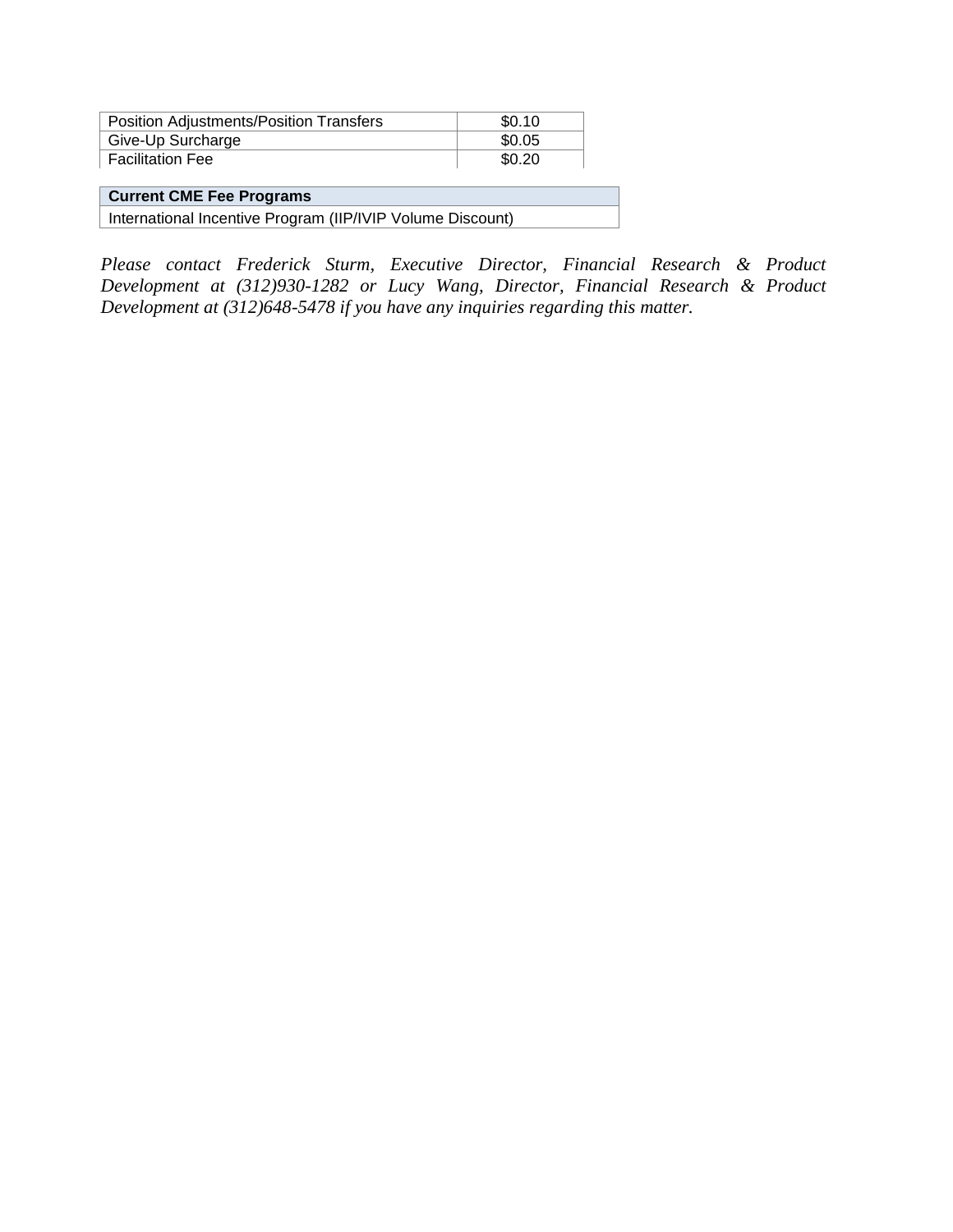| | |
|---|---|
| Position Adjustments/Position Transfers | $0.10 |
| Give-Up Surcharge | $0.05 |
| Facilitation Fee | $0.20 |

| **Current CME Fee Programs** |
|---|
| International Incentive Program (IIP/IVIP Volume Discount) |

*Please contact Frederick Sturm, Executive Director, Financial Research & Product Development at (312)930-1282 or Lucy Wang, Director, Financial Research & Product Development at (312)648-5478 if you have any inquiries regarding this matter.*